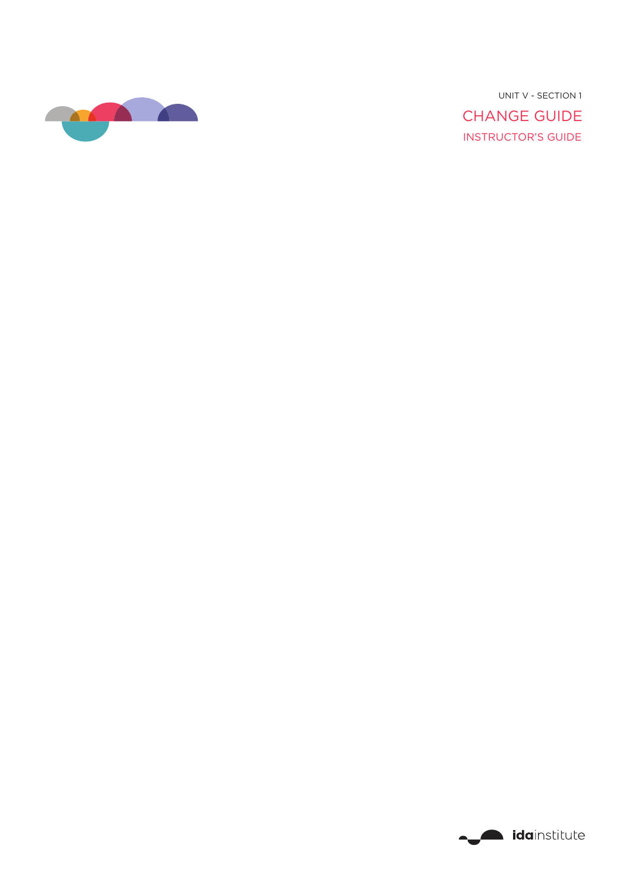UNIT V - SECTION 1

# CHANGE GUIDE

## INSTRUCTOR'S GUIDE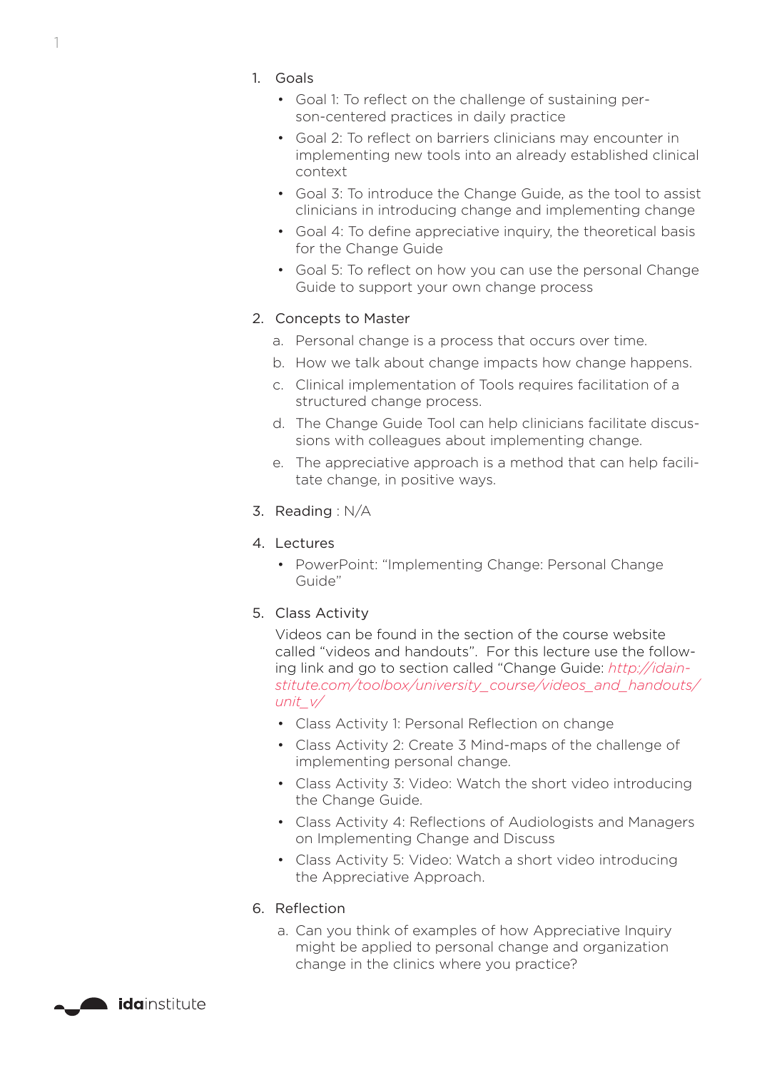1. Goals
    - Goal 1: To reflect on the challenge of sustaining person-centered practices in daily practice
    - Goal 2: To reflect on barriers clinicians may encounter in implementing new tools into an already established clinical context
    - Goal 3: To introduce the Change Guide, as the tool to assist clinicians in introducing change and implementing change
    - Goal 4: To define appreciative inquiry, the theoretical basis for the Change Guide
    - Goal 5: To reflect on how you can use the personal Change Guide to support your own change process

2. Concepts to Master
    a. Personal change is a process that occurs over time.
    b. How we talk about change impacts how change happens.
    c. Clinical implementation of Tools requires facilitation of a structured change process.
    d. The Change Guide Tool can help clinicians facilitate discussions with colleagues about implementing change.
    e. The appreciative approach is a method that can help facilitate change, in positive ways.

3. Reading : N/A

4. Lectures
    - PowerPoint: "Implementing Change: Personal Change Guide"

5. Class Activity

    Videos can be found in the section of the course website called "videos and handouts". For this lecture use the following link and go to section called "Change Guide: *http://idainstitute.com/toolbox/university_course/videos_and_handouts/unit_v/*
    - Class Activity 1: Personal Reflection on change
    - Class Activity 2: Create 3 Mind-maps of the challenge of implementing personal change.
    - Class Activity 3: Video: Watch the short video introducing the Change Guide.
    - Class Activity 4: Reflections of Audiologists and Managers on Implementing Change and Discuss
    - Class Activity 5: Video: Watch a short video introducing the Appreciative Approach.

6. Reflection
    a. Can you think of examples of how Appreciative Inquiry might be applied to personal change and organization change in the clinics where you practice?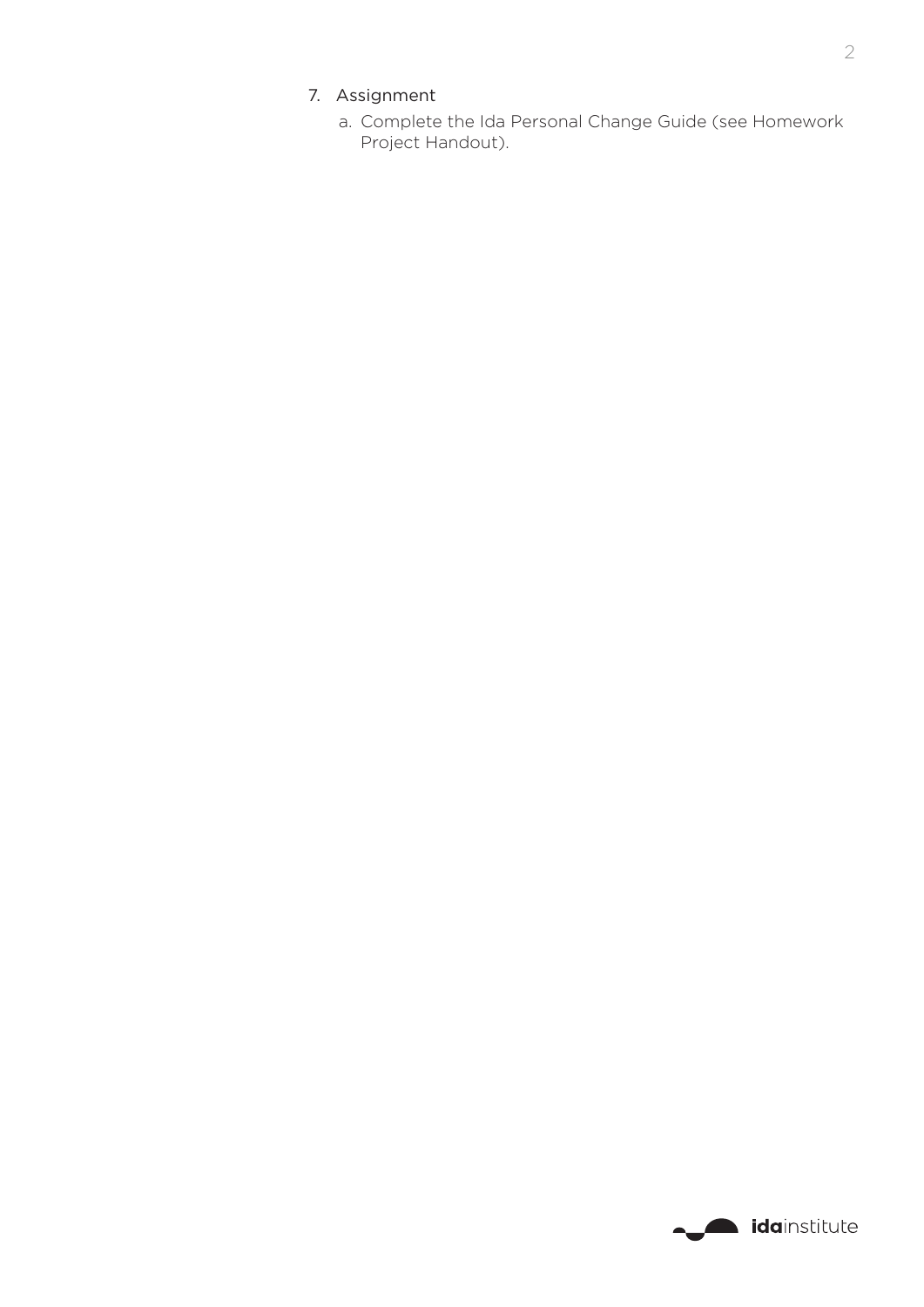7. Assignment
    a. Complete the Ida Personal Change Guide (see Homework Project Handout).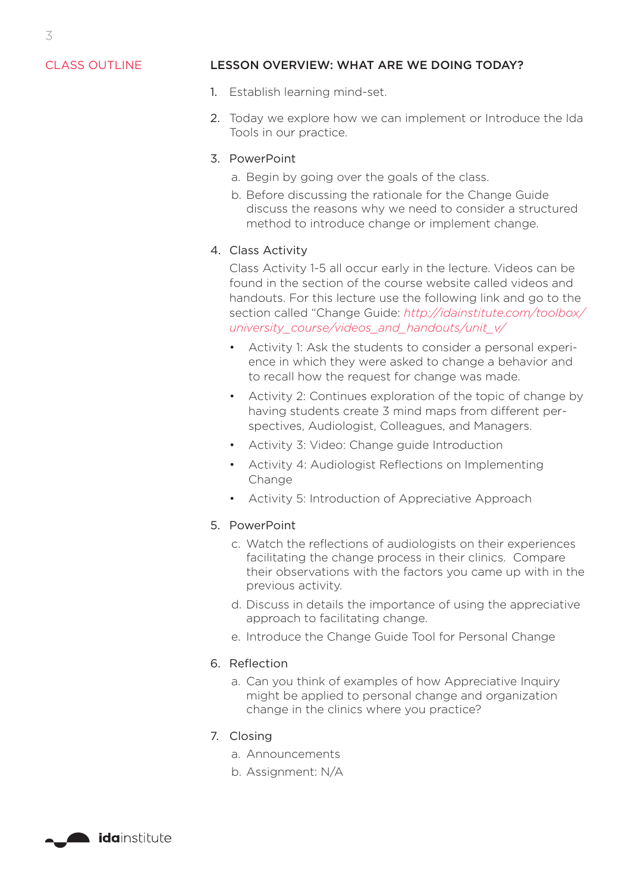CLASS OUTLINE

## LESSON OVERVIEW: WHAT ARE WE DOING TODAY?

1. Establish learning mind-set.

2. Today we explore how we can implement or Introduce the Ida Tools in our practice.

3. PowerPoint
   a. Begin by going over the goals of the class.
   b. Before discussing the rationale for the Change Guide discuss the reasons why we need to consider a structured method to introduce change or implement change.

4. Class Activity

   Class Activity 1-5 all occur early in the lecture. Videos can be found in the section of the course website called videos and handouts. For this lecture use the following link and go to the section called "Change Guide: *http://idainstitute.com/toolbox/university_course/videos_and_handouts/unit_v/*

   - Activity 1: Ask the students to consider a personal experience in which they were asked to change a behavior and to recall how the request for change was made.
   - Activity 2: Continues exploration of the topic of change by having students create 3 mind maps from different perspectives, Audiologist, Colleagues, and Managers.
   - Activity 3: Video: Change guide Introduction
   - Activity 4: Audiologist Reflections on Implementing Change
   - Activity 5: Introduction of Appreciative Approach

5. PowerPoint
   c. Watch the reflections of audiologists on their experiences facilitating the change process in their clinics. Compare their observations with the factors you came up with in the previous activity.
   d. Discuss in details the importance of using the appreciative approach to facilitating change.
   e. Introduce the Change Guide Tool for Personal Change

6. Reflection
   a. Can you think of examples of how Appreciative Inquiry might be applied to personal change and organization change in the clinics where you practice?

7. Closing
   a. Announcements
   b. Assignment: N/A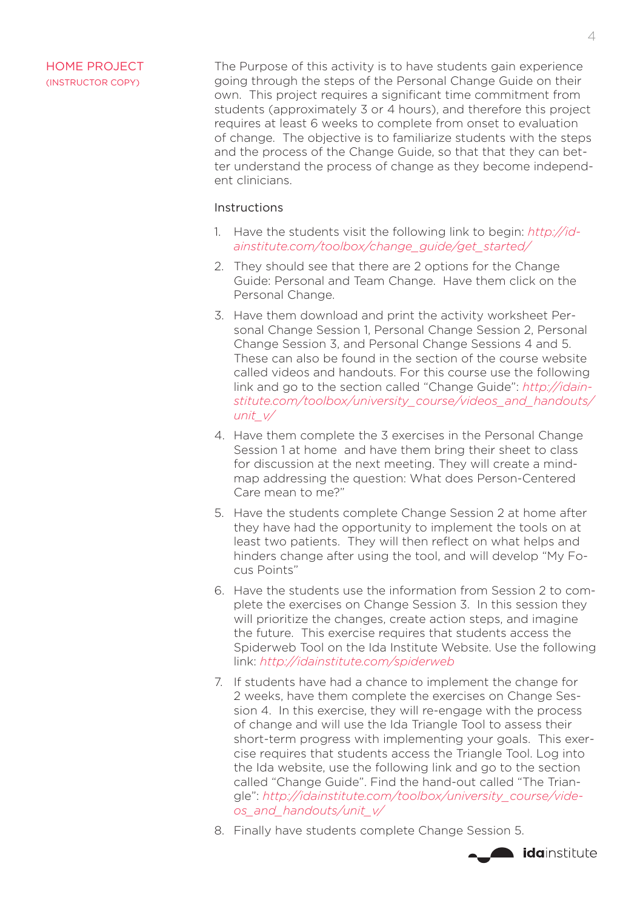## HOME PROJECT
(INSTRUCTOR COPY)

The Purpose of this activity is to have students gain experience going through the steps of the Personal Change Guide on their own. This project requires a significant time commitment from students (approximately 3 or 4 hours), and therefore this project requires at least 6 weeks to complete from onset to evaluation of change. The objective is to familiarize students with the steps and the process of the Change Guide, so that that they can better understand the process of change as they become independent clinicians.

### Instructions

1. Have the students visit the following link to begin: *http://idainstitute.com/toolbox/change_guide/get_started/*
2. They should see that there are 2 options for the Change Guide: Personal and Team Change. Have them click on the Personal Change.
3. Have them download and print the activity worksheet Personal Change Session 1, Personal Change Session 2, Personal Change Session 3, and Personal Change Sessions 4 and 5. These can also be found in the section of the course website called videos and handouts. For this course use the following link and go to the section called "Change Guide": *http://idainstitute.com/toolbox/university_course/videos_and_handouts/unit_v/*
4. Have them complete the 3 exercises in the Personal Change Session 1 at home and have them bring their sheet to class for discussion at the next meeting. They will create a mind-map addressing the question: What does Person-Centered Care mean to me?"
5. Have the students complete Change Session 2 at home after they have had the opportunity to implement the tools on at least two patients. They will then reflect on what helps and hinders change after using the tool, and will develop "My Focus Points"
6. Have the students use the information from Session 2 to complete the exercises on Change Session 3. In this session they will prioritize the changes, create action steps, and imagine the future. This exercise requires that students access the Spiderweb Tool on the Ida Institute Website. Use the following link: *http://idainstitute.com/spiderweb*
7. If students have had a chance to implement the change for 2 weeks, have them complete the exercises on Change Session 4. In this exercise, they will re-engage with the process of change and will use the Ida Triangle Tool to assess their short-term progress with implementing your goals. This exercise requires that students access the Triangle Tool. Log into the Ida website, use the following link and go to the section called "Change Guide". Find the hand-out called "The Triangle": *http://idainstitute.com/toolbox/university_course/videos_and_handouts/unit_v/*
8. Finally have students complete Change Session 5.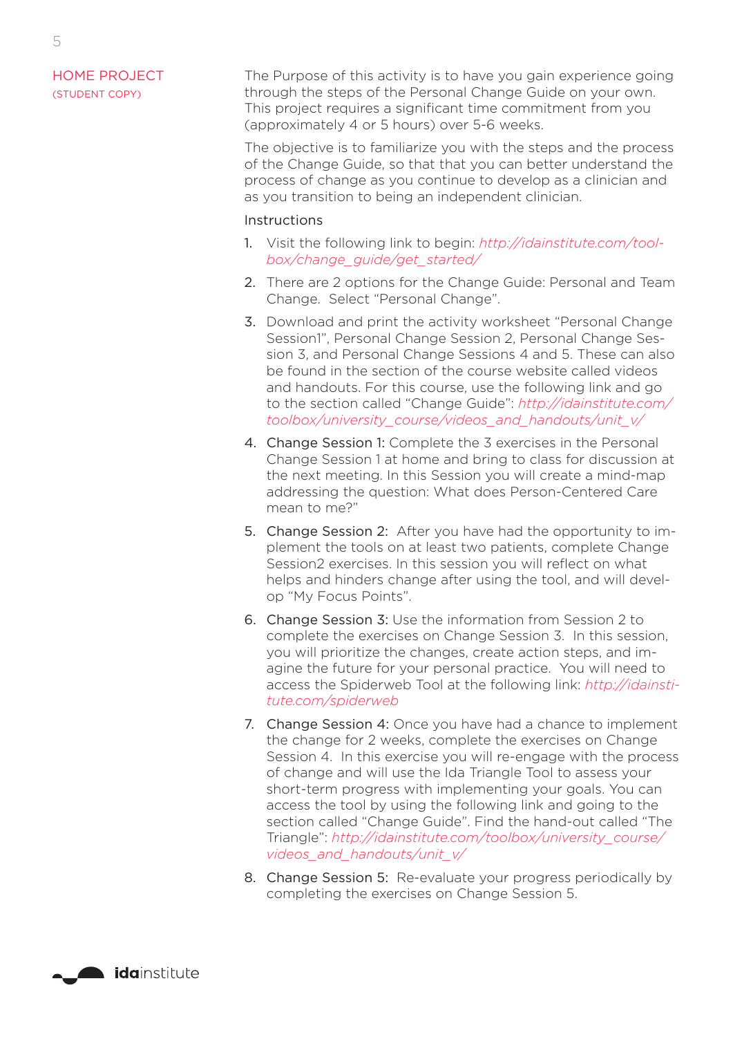## HOME PROJECT
(STUDENT COPY)

The Purpose of this activity is to have you gain experience going through the steps of the Personal Change Guide on your own. This project requires a significant time commitment from you (approximately 4 or 5 hours) over 5-6 weeks.

The objective is to familiarize you with the steps and the process of the Change Guide, so that that you can better understand the process of change as you continue to develop as a clinician and as you transition to being an independent clinician.

Instructions

1. Visit the following link to begin: *http://idainstitute.com/toolbox/change_guide/get_started/*
2. There are 2 options for the Change Guide: Personal and Team Change. Select "Personal Change".
3. Download and print the activity worksheet "Personal Change Session1", Personal Change Session 2, Personal Change Session 3, and Personal Change Sessions 4 and 5. These can also be found in the section of the course website called videos and handouts. For this course, use the following link and go to the section called "Change Guide": *http://idainstitute.com/toolbox/university_course/videos_and_handouts/unit_v/*
4. Change Session 1: Complete the 3 exercises in the Personal Change Session 1 at home and bring to class for discussion at the next meeting. In this Session you will create a mind-map addressing the question: What does Person-Centered Care mean to me?"
5. Change Session 2: After you have had the opportunity to implement the tools on at least two patients, complete Change Session2 exercises. In this session you will reflect on what helps and hinders change after using the tool, and will develop "My Focus Points".
6. Change Session 3: Use the information from Session 2 to complete the exercises on Change Session 3. In this session, you will prioritize the changes, create action steps, and imagine the future for your personal practice. You will need to access the Spiderweb Tool at the following link: *http://idainstitute.com/spiderweb*
7. Change Session 4: Once you have had a chance to implement the change for 2 weeks, complete the exercises on Change Session 4. In this exercise you will re-engage with the process of change and will use the Ida Triangle Tool to assess your short-term progress with implementing your goals. You can access the tool by using the following link and going to the section called "Change Guide". Find the hand-out called "The Triangle": *http://idainstitute.com/toolbox/university_course/videos_and_handouts/unit_v/*
8. Change Session 5: Re-evaluate your progress periodically by completing the exercises on Change Session 5.